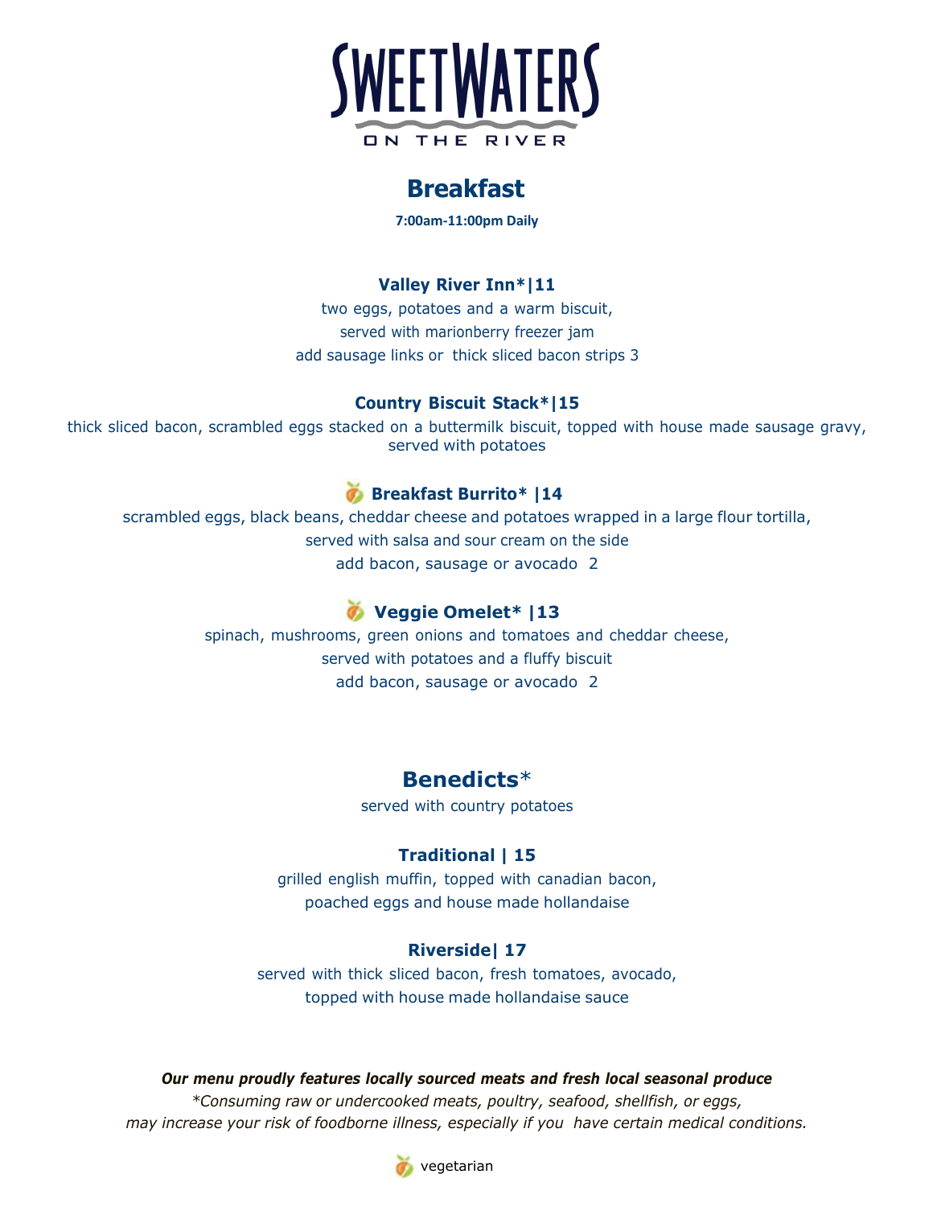# SWEETWATERS
ON THE RIVER

## Breakfast

**7:00am-11:00pm Daily**

### Valley River Inn*|11

two eggs, potatoes and a warm biscuit,
served with marionberry freezer jam
add sausage links or thick sliced bacon strips 3

### Country Biscuit Stack*|15

thick sliced bacon, scrambled eggs stacked on a buttermilk biscuit, topped with house made sausage gravy, served with potatoes

### Breakfast Burrito* |14

scrambled eggs, black beans, cheddar cheese and potatoes wrapped in a large flour tortilla,
served with salsa and sour cream on the side
add bacon, sausage or avocado 2

### Veggie Omelet* |13

spinach, mushrooms, green onions and tomatoes and cheddar cheese,
served with potatoes and a fluffy biscuit
add bacon, sausage or avocado 2

## Benedicts*

served with country potatoes

### Traditional | 15

grilled english muffin, topped with canadian bacon,
poached eggs and house made hollandaise

### Riverside| 17

served with thick sliced bacon, fresh tomatoes, avocado,
topped with house made hollandaise sauce

***Our menu proudly features locally sourced meats and fresh local seasonal produce***

**Consuming raw or undercooked meats, poultry, seafood, shellfish, or eggs, may increase your risk of foodborne illness, especially if you have certain medical conditions.*

vegetarian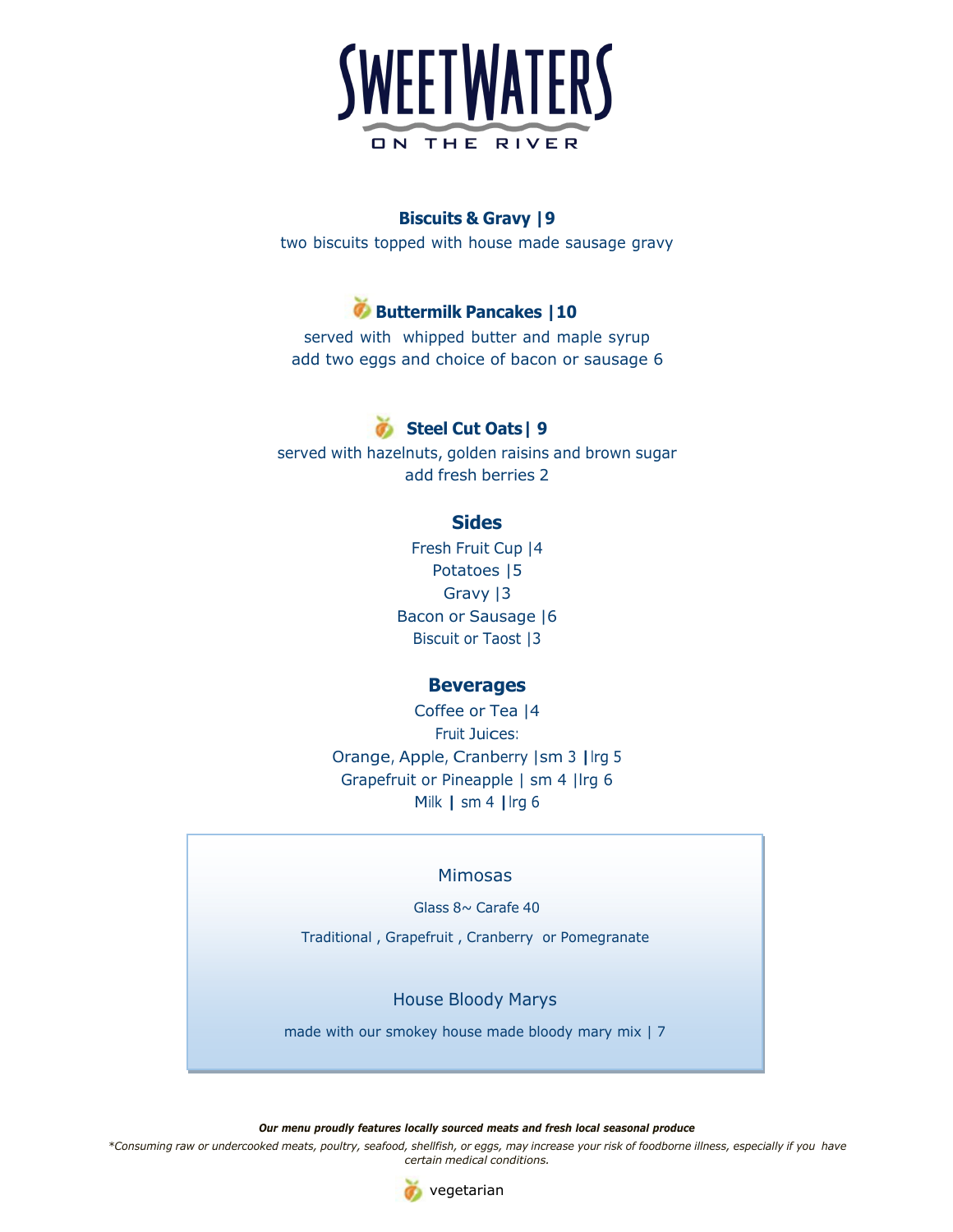# SWEETWATERS

ON THE RIVER

### Biscuits & Gravy |9

two biscuits topped with house made sausage gravy

### Buttermilk Pancakes |10

served with whipped butter and maple syrup
add two eggs and choice of bacon or sausage 6

### Steel Cut Oats| 9

served with hazelnuts, golden raisins and brown sugar
add fresh berries 2

## Sides

Fresh Fruit Cup |4
Potatoes |5
Gravy |3
Bacon or Sausage |6
Biscuit or Taost |3

## Beverages

Coffee or Tea |4
Fruit Juices:
Orange, Apple, Cranberry |sm 3 |lrg 5
Grapefruit or Pineapple | sm 4 |lrg 6
Milk | sm 4 |lrg 6

### Mimosas

Glass 8~ Carafe 40

Traditional , Grapefruit , Cranberry or Pomegranate

### House Bloody Marys

made with our smokey house made bloody mary mix | 7

***Our menu proudly features locally sourced meats and fresh local seasonal produce***

*\*Consuming raw or undercooked meats, poultry, seafood, shellfish, or eggs, may increase your risk of foodborne illness, especially if you have certain medical conditions.*

vegetarian